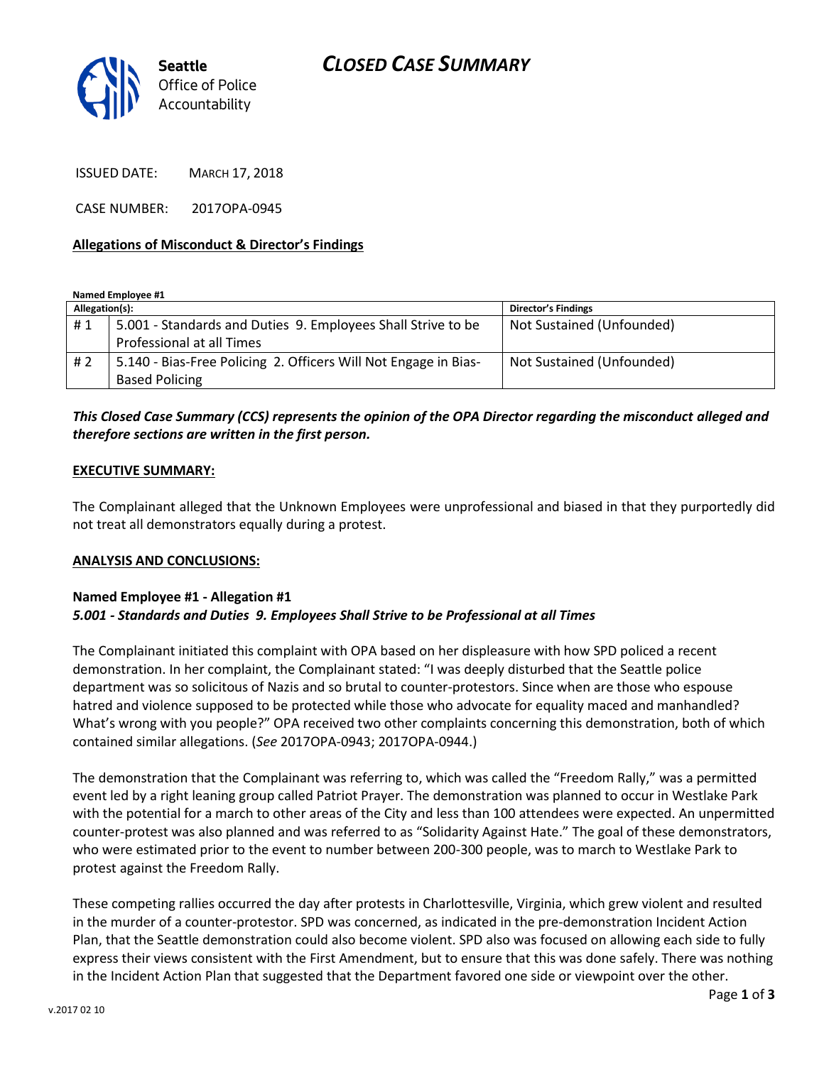# CLOSED CASE SUMMARY

Seattle Office of Police Accountability

ISSUED DATE: MARCH 17, 2018

CASE NUMBER: 2017OPA-0945

**Allegations of Misconduct & Director's Findings**

**Named Employee #1**

| Allegation(s): | | Director's Findings |
|---|---|---|
| # 1 | 5.001 - Standards and Duties 9. Employees Shall Strive to be Professional at all Times | Not Sustained (Unfounded) |
| # 2 | 5.140 - Bias-Free Policing 2. Officers Will Not Engage in Bias-Based Policing | Not Sustained (Unfounded) |

***This Closed Case Summary (CCS) represents the opinion of the OPA Director regarding the misconduct alleged and therefore sections are written in the first person.***

**EXECUTIVE SUMMARY:**

The Complainant alleged that the Unknown Employees were unprofessional and biased in that they purportedly did not treat all demonstrators equally during a protest.

**ANALYSIS AND CONCLUSIONS:**

**Named Employee #1 - Allegation #1**
***5.001 - Standards and Duties 9. Employees Shall Strive to be Professional at all Times***

The Complainant initiated this complaint with OPA based on her displeasure with how SPD policed a recent demonstration. In her complaint, the Complainant stated: "I was deeply disturbed that the Seattle police department was so solicitous of Nazis and so brutal to counter-protestors. Since when are those who espouse hatred and violence supposed to be protected while those who advocate for equality maced and manhandled? What's wrong with you people?" OPA received two other complaints concerning this demonstration, both of which contained similar allegations. (*See* 2017OPA-0943; 2017OPA-0944.)

The demonstration that the Complainant was referring to, which was called the "Freedom Rally," was a permitted event led by a right leaning group called Patriot Prayer. The demonstration was planned to occur in Westlake Park with the potential for a march to other areas of the City and less than 100 attendees were expected. An unpermitted counter-protest was also planned and was referred to as "Solidarity Against Hate." The goal of these demonstrators, who were estimated prior to the event to number between 200-300 people, was to march to Westlake Park to protest against the Freedom Rally.

These competing rallies occurred the day after protests in Charlottesville, Virginia, which grew violent and resulted in the murder of a counter-protestor. SPD was concerned, as indicated in the pre-demonstration Incident Action Plan, that the Seattle demonstration could also become violent. SPD also was focused on allowing each side to fully express their views consistent with the First Amendment, but to ensure that this was done safely. There was nothing in the Incident Action Plan that suggested that the Department favored one side or viewpoint over the other.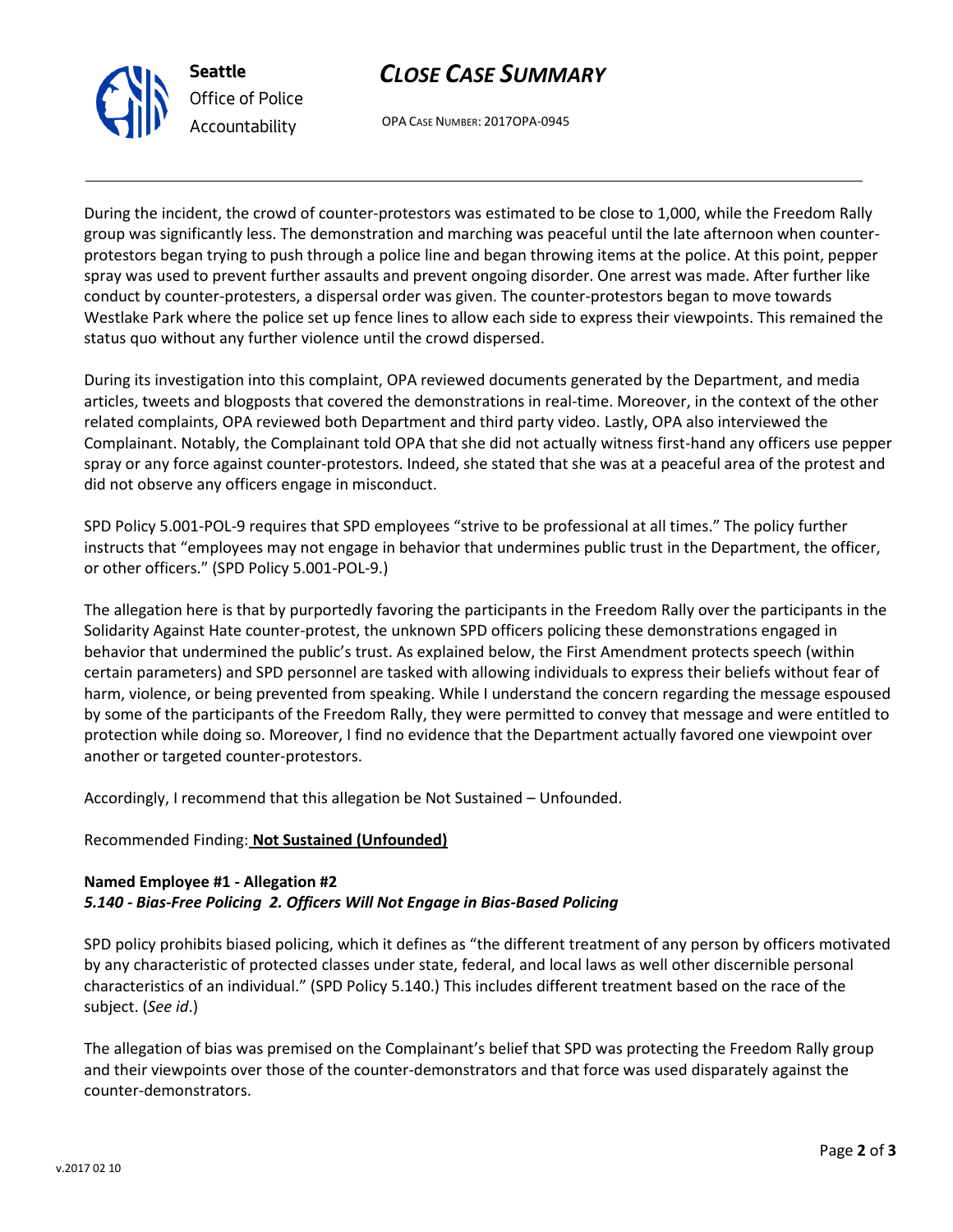During the incident, the crowd of counter-protestors was estimated to be close to 1,000, while the Freedom Rally group was significantly less. The demonstration and marching was peaceful until the late afternoon when counter-protestors began trying to push through a police line and began throwing items at the police. At this point, pepper spray was used to prevent further assaults and prevent ongoing disorder. One arrest was made. After further like conduct by counter-protesters, a dispersal order was given. The counter-protestors began to move towards Westlake Park where the police set up fence lines to allow each side to express their viewpoints. This remained the status quo without any further violence until the crowd dispersed.

During its investigation into this complaint, OPA reviewed documents generated by the Department, and media articles, tweets and blogposts that covered the demonstrations in real-time. Moreover, in the context of the other related complaints, OPA reviewed both Department and third party video. Lastly, OPA also interviewed the Complainant. Notably, the Complainant told OPA that she did not actually witness first-hand any officers use pepper spray or any force against counter-protestors. Indeed, she stated that she was at a peaceful area of the protest and did not observe any officers engage in misconduct.

SPD Policy 5.001-POL-9 requires that SPD employees "strive to be professional at all times." The policy further instructs that "employees may not engage in behavior that undermines public trust in the Department, the officer, or other officers." (SPD Policy 5.001-POL-9.)

The allegation here is that by purportedly favoring the participants in the Freedom Rally over the participants in the Solidarity Against Hate counter-protest, the unknown SPD officers policing these demonstrations engaged in behavior that undermined the public's trust. As explained below, the First Amendment protects speech (within certain parameters) and SPD personnel are tasked with allowing individuals to express their beliefs without fear of harm, violence, or being prevented from speaking. While I understand the concern regarding the message espoused by some of the participants of the Freedom Rally, they were permitted to convey that message and were entitled to protection while doing so. Moreover, I find no evidence that the Department actually favored one viewpoint over another or targeted counter-protestors.

Accordingly, I recommend that this allegation be Not Sustained – Unfounded.

Recommended Finding: **Not Sustained (Unfounded)**

**Named Employee #1 - Allegation #2**
***5.140 - Bias-Free Policing 2. Officers Will Not Engage in Bias-Based Policing***

SPD policy prohibits biased policing, which it defines as "the different treatment of any person by officers motivated by any characteristic of protected classes under state, federal, and local laws as well other discernible personal characteristics of an individual." (SPD Policy 5.140.) This includes different treatment based on the race of the subject. (*See id*.)

The allegation of bias was premised on the Complainant's belief that SPD was protecting the Freedom Rally group and their viewpoints over those of the counter-demonstrators and that force was used disparately against the counter-demonstrators.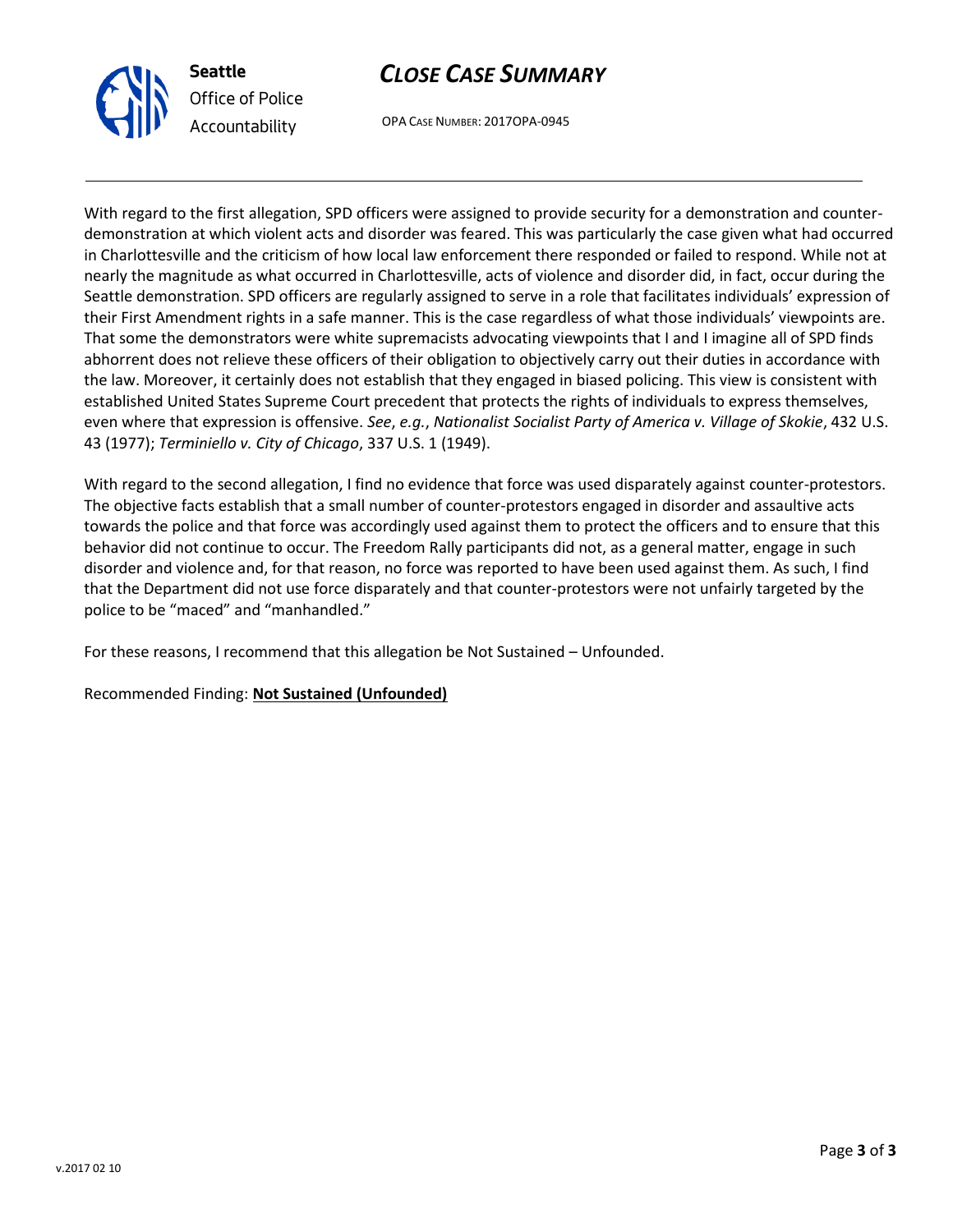With regard to the first allegation, SPD officers were assigned to provide security for a demonstration and counter-demonstration at which violent acts and disorder was feared. This was particularly the case given what had occurred in Charlottesville and the criticism of how local law enforcement there responded or failed to respond. While not at nearly the magnitude as what occurred in Charlottesville, acts of violence and disorder did, in fact, occur during the Seattle demonstration. SPD officers are regularly assigned to serve in a role that facilitates individuals' expression of their First Amendment rights in a safe manner. This is the case regardless of what those individuals' viewpoints are. That some the demonstrators were white supremacists advocating viewpoints that I and I imagine all of SPD finds abhorrent does not relieve these officers of their obligation to objectively carry out their duties in accordance with the law. Moreover, it certainly does not establish that they engaged in biased policing. This view is consistent with established United States Supreme Court precedent that protects the rights of individuals to express themselves, even where that expression is offensive. *See*, *e.g.*, *Nationalist Socialist Party of America v. Village of Skokie*, 432 U.S. 43 (1977); *Terminiello v. City of Chicago*, 337 U.S. 1 (1949).

With regard to the second allegation, I find no evidence that force was used disparately against counter-protestors. The objective facts establish that a small number of counter-protestors engaged in disorder and assaultive acts towards the police and that force was accordingly used against them to protect the officers and to ensure that this behavior did not continue to occur. The Freedom Rally participants did not, as a general matter, engage in such disorder and violence and, for that reason, no force was reported to have been used against them. As such, I find that the Department did not use force disparately and that counter-protestors were not unfairly targeted by the police to be "maced" and "manhandled."

For these reasons, I recommend that this allegation be Not Sustained – Unfounded.

Recommended Finding: **<u>Not Sustained (Unfounded)</u>**